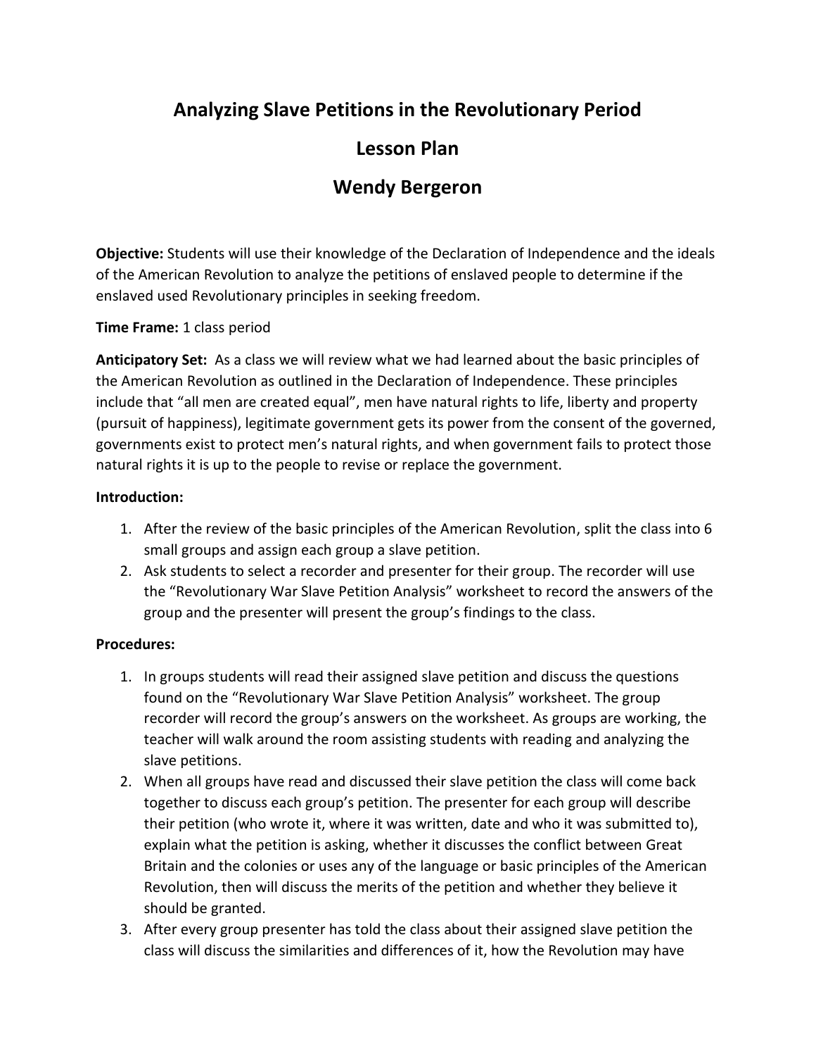# Analyzing Slave Petitions in the Revolutionary Period

## Lesson Plan

## Wendy Bergeron

**Objective:** Students will use their knowledge of the Declaration of Independence and the ideals of the American Revolution to analyze the petitions of enslaved people to determine if the enslaved used Revolutionary principles in seeking freedom.

**Time Frame:** 1 class period

**Anticipatory Set:** As a class we will review what we had learned about the basic principles of the American Revolution as outlined in the Declaration of Independence. These principles include that "all men are created equal", men have natural rights to life, liberty and property (pursuit of happiness), legitimate government gets its power from the consent of the governed, governments exist to protect men's natural rights, and when government fails to protect those natural rights it is up to the people to revise or replace the government.

**Introduction:**

1. After the review of the basic principles of the American Revolution, split the class into 6 small groups and assign each group a slave petition.
2. Ask students to select a recorder and presenter for their group. The recorder will use the "Revolutionary War Slave Petition Analysis" worksheet to record the answers of the group and the presenter will present the group's findings to the class.

**Procedures:**

1. In groups students will read their assigned slave petition and discuss the questions found on the "Revolutionary War Slave Petition Analysis" worksheet. The group recorder will record the group's answers on the worksheet. As groups are working, the teacher will walk around the room assisting students with reading and analyzing the slave petitions.
2. When all groups have read and discussed their slave petition the class will come back together to discuss each group's petition. The presenter for each group will describe their petition (who wrote it, where it was written, date and who it was submitted to), explain what the petition is asking, whether it discusses the conflict between Great Britain and the colonies or uses any of the language or basic principles of the American Revolution, then will discuss the merits of the petition and whether they believe it should be granted.
3. After every group presenter has told the class about their assigned slave petition the class will discuss the similarities and differences of it, how the Revolution may have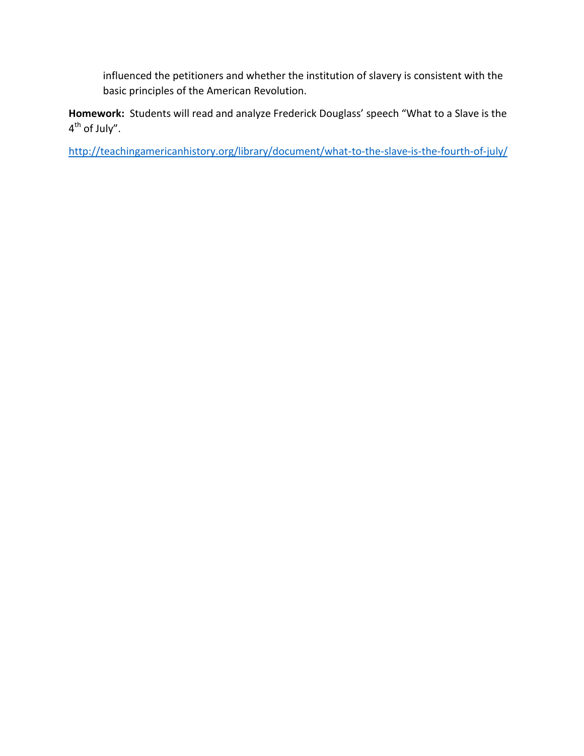influenced the petitioners and whether the institution of slavery is consistent with the basic principles of the American Revolution.

**Homework:** Students will read and analyze Frederick Douglass' speech "What to a Slave is the 4th of July".

http://teachingamericanhistory.org/library/document/what-to-the-slave-is-the-fourth-of-july/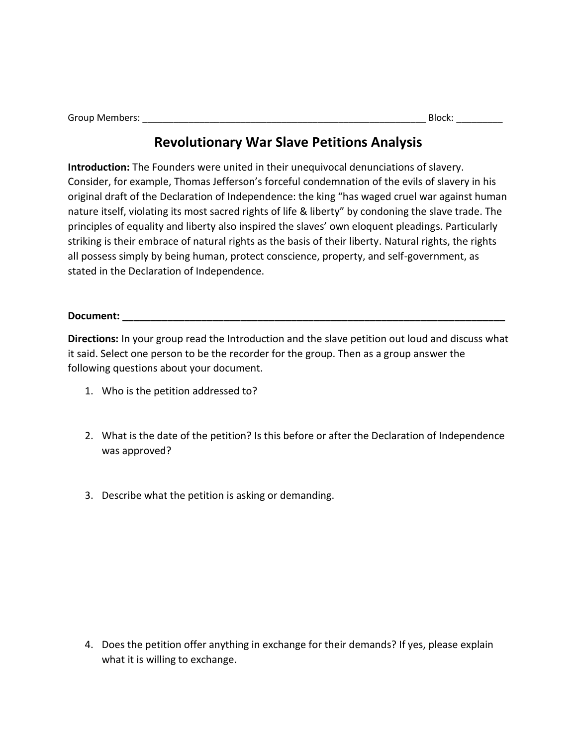Group Members: ___________________________________________________________ Block: _________

# Revolutionary War Slave Petitions Analysis

**Introduction:** The Founders were united in their unequivocal denunciations of slavery. Consider, for example, Thomas Jefferson's forceful condemnation of the evils of slavery in his original draft of the Declaration of Independence: the king "has waged cruel war against human nature itself, violating its most sacred rights of life & liberty" by condoning the slave trade. The principles of equality and liberty also inspired the slaves' own eloquent pleadings. Particularly striking is their embrace of natural rights as the basis of their liberty. Natural rights, the rights all possess simply by being human, protect conscience, property, and self-government, as stated in the Declaration of Independence.

**Document: ___________________________________________________________________________**

**Directions:** In your group read the Introduction and the slave petition out loud and discuss what it said. Select one person to be the recorder for the group. Then as a group answer the following questions about your document.

1. Who is the petition addressed to?

2. What is the date of the petition? Is this before or after the Declaration of Independence was approved?

3. Describe what the petition is asking or demanding.

4. Does the petition offer anything in exchange for their demands? If yes, please explain what it is willing to exchange.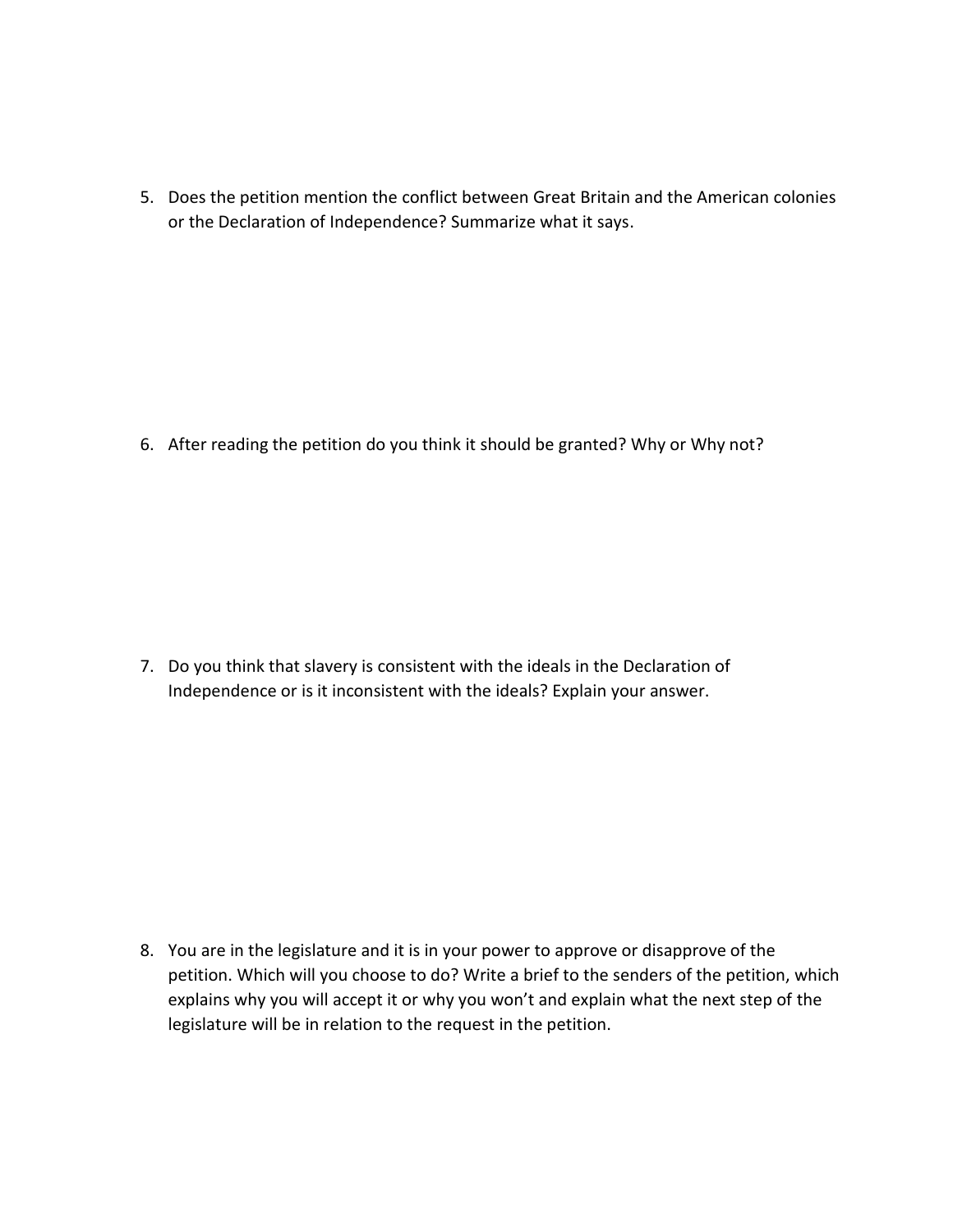5. Does the petition mention the conflict between Great Britain and the American colonies or the Declaration of Independence? Summarize what it says.

6. After reading the petition do you think it should be granted? Why or Why not?

7. Do you think that slavery is consistent with the ideals in the Declaration of Independence or is it inconsistent with the ideals? Explain your answer.

8. You are in the legislature and it is in your power to approve or disapprove of the petition. Which will you choose to do? Write a brief to the senders of the petition, which explains why you will accept it or why you won't and explain what the next step of the legislature will be in relation to the request in the petition.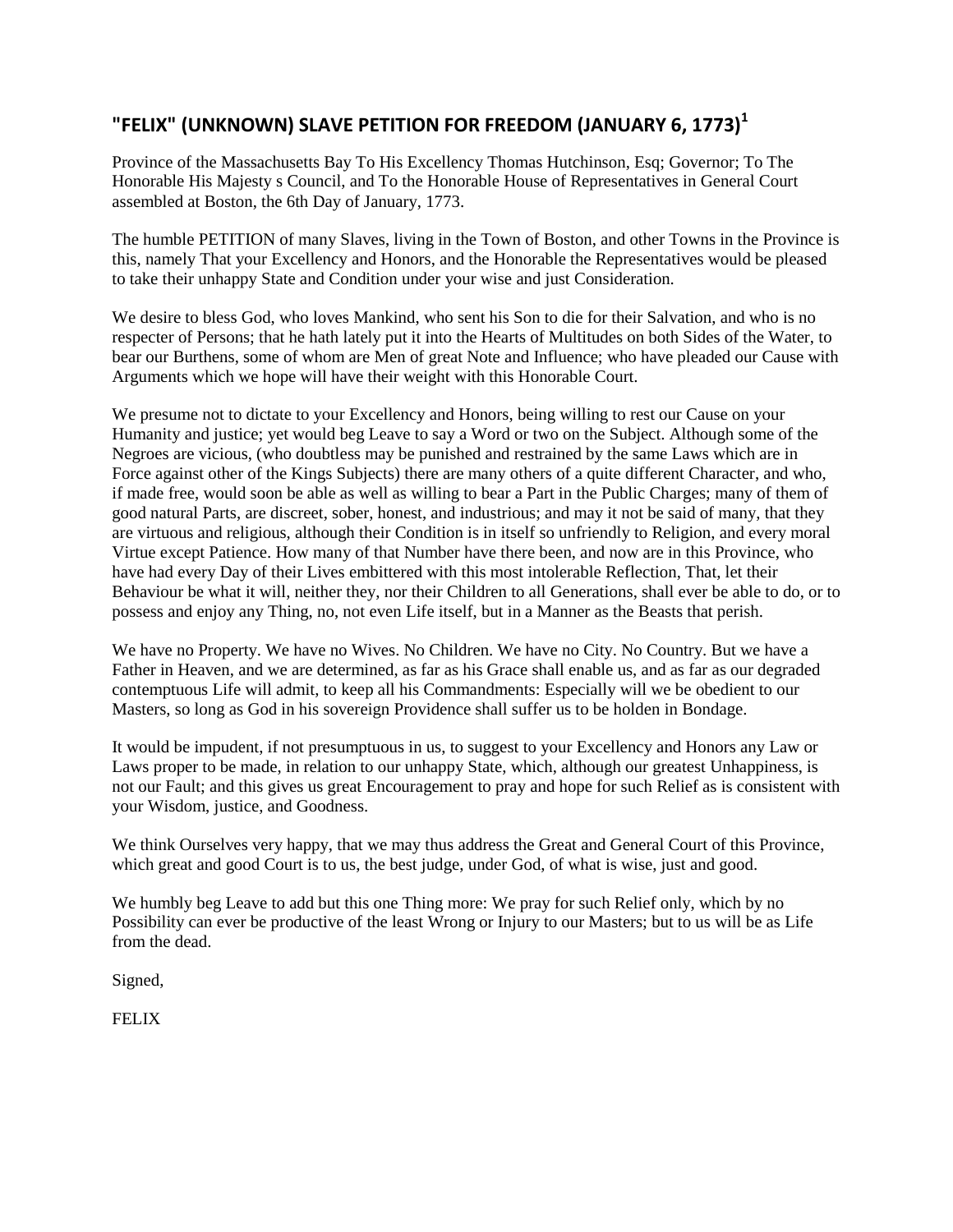## "FELIX" (UNKNOWN) SLAVE PETITION FOR FREEDOM (JANUARY 6, 1773)[1]

Province of the Massachusetts Bay To His Excellency Thomas Hutchinson, Esq; Governor; To The Honorable His Majesty s Council, and To the Honorable House of Representatives in General Court assembled at Boston, the 6th Day of January, 1773.

The humble PETITION of many Slaves, living in the Town of Boston, and other Towns in the Province is this, namely That your Excellency and Honors, and the Honorable the Representatives would be pleased to take their unhappy State and Condition under your wise and just Consideration.

We desire to bless God, who loves Mankind, who sent his Son to die for their Salvation, and who is no respecter of Persons; that he hath lately put it into the Hearts of Multitudes on both Sides of the Water, to bear our Burthens, some of whom are Men of great Note and Influence; who have pleaded our Cause with Arguments which we hope will have their weight with this Honorable Court.

We presume not to dictate to your Excellency and Honors, being willing to rest our Cause on your Humanity and justice; yet would beg Leave to say a Word or two on the Subject. Although some of the Negroes are vicious, (who doubtless may be punished and restrained by the same Laws which are in Force against other of the Kings Subjects) there are many others of a quite different Character, and who, if made free, would soon be able as well as willing to bear a Part in the Public Charges; many of them of good natural Parts, are discreet, sober, honest, and industrious; and may it not be said of many, that they are virtuous and religious, although their Condition is in itself so unfriendly to Religion, and every moral Virtue except Patience. How many of that Number have there been, and now are in this Province, who have had every Day of their Lives embittered with this most intolerable Reflection, That, let their Behaviour be what it will, neither they, nor their Children to all Generations, shall ever be able to do, or to possess and enjoy any Thing, no, not even Life itself, but in a Manner as the Beasts that perish.

We have no Property. We have no Wives. No Children. We have no City. No Country. But we have a Father in Heaven, and we are determined, as far as his Grace shall enable us, and as far as our degraded contemptuous Life will admit, to keep all his Commandments: Especially will we be obedient to our Masters, so long as God in his sovereign Providence shall suffer us to be holden in Bondage.

It would be impudent, if not presumptuous in us, to suggest to your Excellency and Honors any Law or Laws proper to be made, in relation to our unhappy State, which, although our greatest Unhappiness, is not our Fault; and this gives us great Encouragement to pray and hope for such Relief as is consistent with your Wisdom, justice, and Goodness.

We think Ourselves very happy, that we may thus address the Great and General Court of this Province, which great and good Court is to us, the best judge, under God, of what is wise, just and good.

We humbly beg Leave to add but this one Thing more: We pray for such Relief only, which by no Possibility can ever be productive of the least Wrong or Injury to our Masters; but to us will be as Life from the dead.

Signed,

FELIX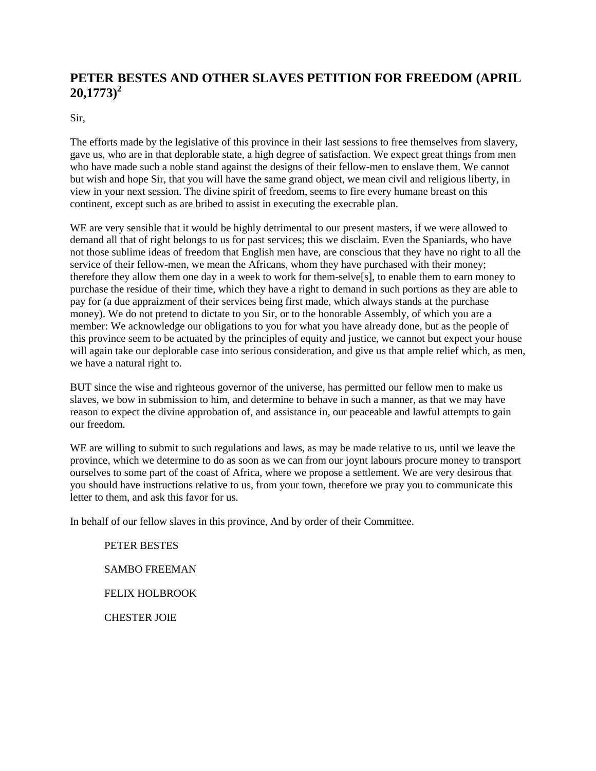## PETER BESTES AND OTHER SLAVES PETITION FOR FREEDOM (APRIL 20,1773)[2]

Sir,

The efforts made by the legislative of this province in their last sessions to free themselves from slavery, gave us, who are in that deplorable state, a high degree of satisfaction. We expect great things from men who have made such a noble stand against the designs of their fellow-men to enslave them. We cannot but wish and hope Sir, that you will have the same grand object, we mean civil and religious liberty, in view in your next session. The divine spirit of freedom, seems to fire every humane breast on this continent, except such as are bribed to assist in executing the execrable plan.

WE are very sensible that it would be highly detrimental to our present masters, if we were allowed to demand all that of right belongs to us for past services; this we disclaim. Even the Spaniards, who have not those sublime ideas of freedom that English men have, are conscious that they have no right to all the service of their fellow-men, we mean the Africans, whom they have purchased with their money; therefore they allow them one day in a week to work for them-selve[s], to enable them to earn money to purchase the residue of their time, which they have a right to demand in such portions as they are able to pay for (a due appraizment of their services being first made, which always stands at the purchase money). We do not pretend to dictate to you Sir, or to the honorable Assembly, of which you are a member: We acknowledge our obligations to you for what you have already done, but as the people of this province seem to be actuated by the principles of equity and justice, we cannot but expect your house will again take our deplorable case into serious consideration, and give us that ample relief which, as men, we have a natural right to.

BUT since the wise and righteous governor of the universe, has permitted our fellow men to make us slaves, we bow in submission to him, and determine to behave in such a manner, as that we may have reason to expect the divine approbation of, and assistance in, our peaceable and lawful attempts to gain our freedom.

WE are willing to submit to such regulations and laws, as may be made relative to us, until we leave the province, which we determine to do as soon as we can from our joynt labours procure money to transport ourselves to some part of the coast of Africa, where we propose a settlement. We are very desirous that you should have instructions relative to us, from your town, therefore we pray you to communicate this letter to them, and ask this favor for us.

In behalf of our fellow slaves in this province, And by order of their Committee.

PETER BESTES

SAMBO FREEMAN

FELIX HOLBROOK

CHESTER JOIE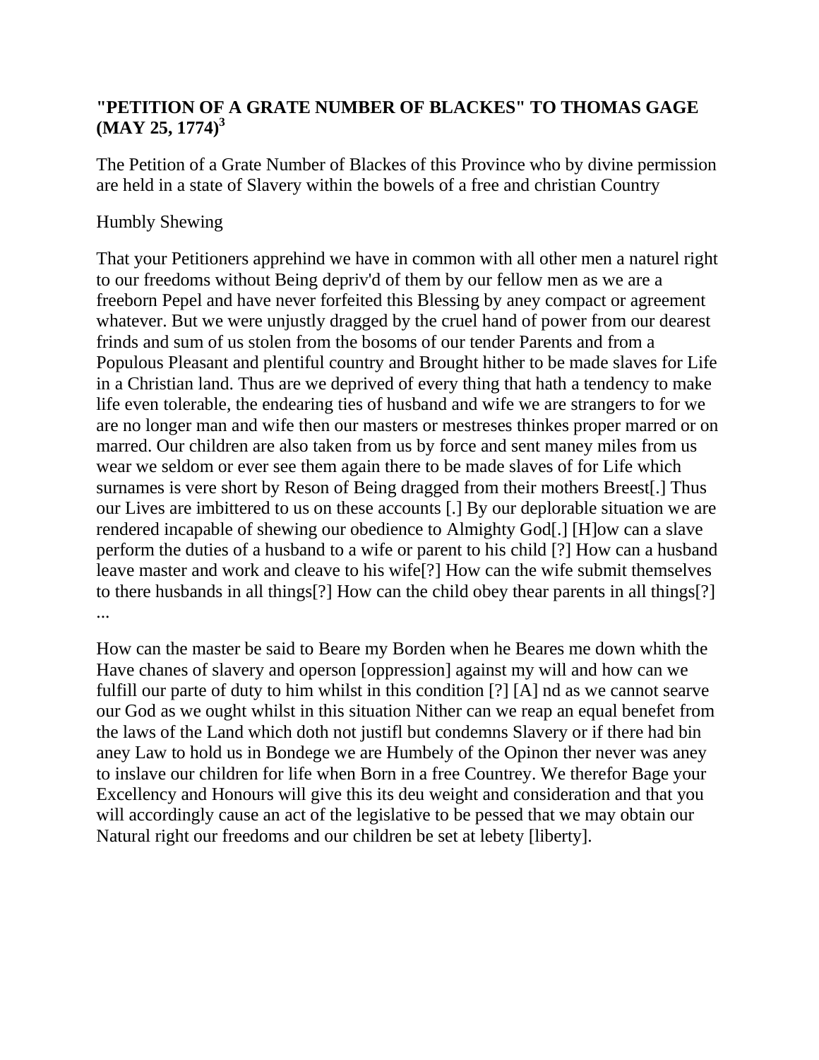## "PETITION OF A GRATE NUMBER OF BLACKES" TO THOMAS GAGE (MAY 25, 1774)[3]

The Petition of a Grate Number of Blackes of this Province who by divine permission are held in a state of Slavery within the bowels of a free and christian Country

Humbly Shewing

That your Petitioners apprehind we have in common with all other men a naturel right to our freedoms without Being depriv'd of them by our fellow men as we are a freeborn Pepel and have never forfeited this Blessing by aney compact or agreement whatever. But we were unjustly dragged by the cruel hand of power from our dearest frinds and sum of us stolen from the bosoms of our tender Parents and from a Populous Pleasant and plentiful country and Brought hither to be made slaves for Life in a Christian land. Thus are we deprived of every thing that hath a tendency to make life even tolerable, the endearing ties of husband and wife we are strangers to for we are no longer man and wife then our masters or mestreses thinkes proper marred or on marred. Our children are also taken from us by force and sent maney miles from us wear we seldom or ever see them again there to be made slaves of for Life which surnames is vere short by Reson of Being dragged from their mothers Breest[.] Thus our Lives are imbittered to us on these accounts [.] By our deplorable situation we are rendered incapable of shewing our obedience to Almighty God[.] [H]ow can a slave perform the duties of a husband to a wife or parent to his child [?] How can a husband leave master and work and cleave to his wife[?] How can the wife submit themselves to there husbands in all things[?] How can the child obey thear parents in all things[?] ...

How can the master be said to Beare my Borden when he Beares me down whith the Have chanes of slavery and operson [oppression] against my will and how can we fulfill our parte of duty to him whilst in this condition [?] [A] nd as we cannot searve our God as we ought whilst in this situation Nither can we reap an equal benefet from the laws of the Land which doth not justifl but condemns Slavery or if there had bin aney Law to hold us in Bondege we are Humbely of the Opinon ther never was aney to inslave our children for life when Born in a free Countrey. We therefor Bage your Excellency and Honours will give this its deu weight and consideration and that you will accordingly cause an act of the legislative to be pessed that we may obtain our Natural right our freedoms and our children be set at lebety [liberty].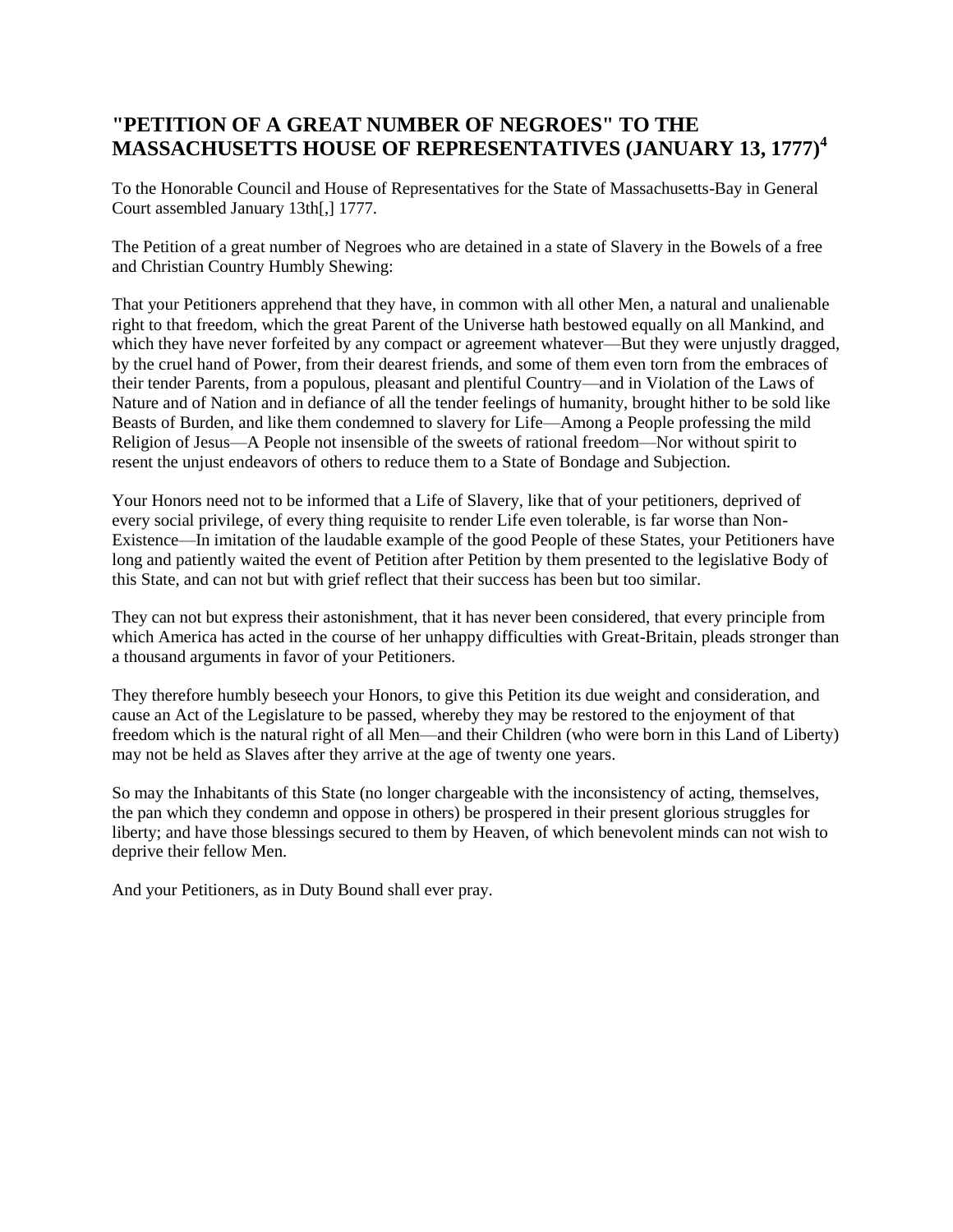## "PETITION OF A GREAT NUMBER OF NEGROES" TO THE MASSACHUSETTS HOUSE OF REPRESENTATIVES (JANUARY 13, 1777)[4]

To the Honorable Council and House of Representatives for the State of Massachusetts-Bay in General Court assembled January 13th[,] 1777.

The Petition of a great number of Negroes who are detained in a state of Slavery in the Bowels of a free and Christian Country Humbly Shewing:

That your Petitioners apprehend that they have, in common with all other Men, a natural and unalienable right to that freedom, which the great Parent of the Universe hath bestowed equally on all Mankind, and which they have never forfeited by any compact or agreement whatever—But they were unjustly dragged, by the cruel hand of Power, from their dearest friends, and some of them even torn from the embraces of their tender Parents, from a populous, pleasant and plentiful Country—and in Violation of the Laws of Nature and of Nation and in defiance of all the tender feelings of humanity, brought hither to be sold like Beasts of Burden, and like them condemned to slavery for Life—Among a People professing the mild Religion of Jesus—A People not insensible of the sweets of rational freedom—Nor without spirit to resent the unjust endeavors of others to reduce them to a State of Bondage and Subjection.

Your Honors need not to be informed that a Life of Slavery, like that of your petitioners, deprived of every social privilege, of every thing requisite to render Life even tolerable, is far worse than Non-Existence—In imitation of the laudable example of the good People of these States, your Petitioners have long and patiently waited the event of Petition after Petition by them presented to the legislative Body of this State, and can not but with grief reflect that their success has been but too similar.

They can not but express their astonishment, that it has never been considered, that every principle from which America has acted in the course of her unhappy difficulties with Great-Britain, pleads stronger than a thousand arguments in favor of your Petitioners.

They therefore humbly beseech your Honors, to give this Petition its due weight and consideration, and cause an Act of the Legislature to be passed, whereby they may be restored to the enjoyment of that freedom which is the natural right of all Men—and their Children (who were born in this Land of Liberty) may not be held as Slaves after they arrive at the age of twenty one years.

So may the Inhabitants of this State (no longer chargeable with the inconsistency of acting, themselves, the pan which they condemn and oppose in others) be prospered in their present glorious struggles for liberty; and have those blessings secured to them by Heaven, of which benevolent minds can not wish to deprive their fellow Men.

And your Petitioners, as in Duty Bound shall ever pray.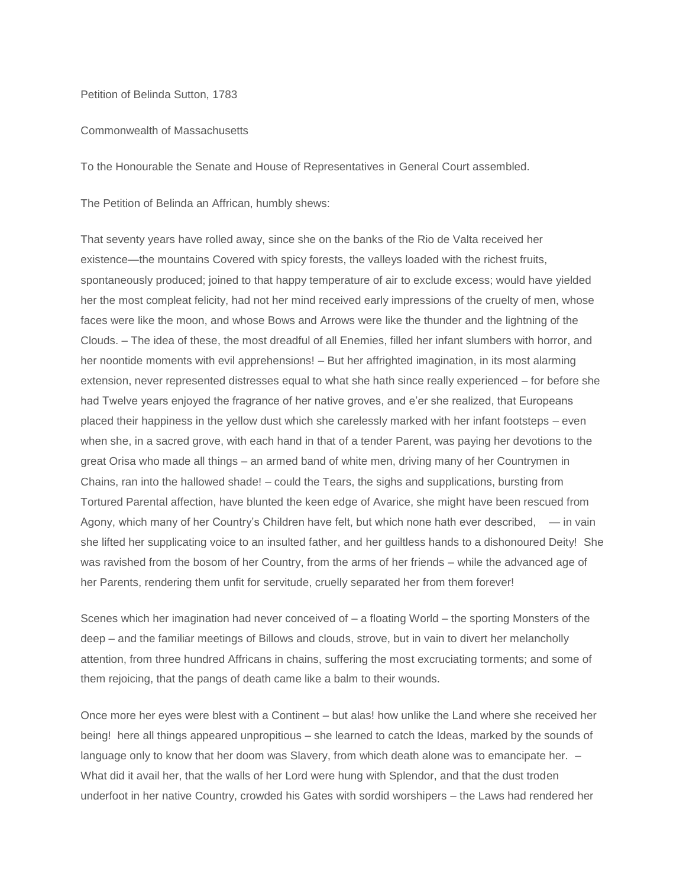Petition of Belinda Sutton, 1783

Commonwealth of Massachusetts

To the Honourable the Senate and House of Representatives in General Court assembled.

The Petition of Belinda an Affrican, humbly shews:

That seventy years have rolled away, since she on the banks of the Rio de Valta received her existence—the mountains Covered with spicy forests, the valleys loaded with the richest fruits, spontaneously produced; joined to that happy temperature of air to exclude excess; would have yielded her the most compleat felicity, had not her mind received early impressions of the cruelty of men, whose faces were like the moon, and whose Bows and Arrows were like the thunder and the lightning of the Clouds. – The idea of these, the most dreadful of all Enemies, filled her infant slumbers with horror, and her noontide moments with evil apprehensions! – But her affrighted imagination, in its most alarming extension, never represented distresses equal to what she hath since really experienced – for before she had Twelve years enjoyed the fragrance of her native groves, and e'er she realized, that Europeans placed their happiness in the yellow dust which she carelessly marked with her infant footsteps – even when she, in a sacred grove, with each hand in that of a tender Parent, was paying her devotions to the great Orisa who made all things – an armed band of white men, driving many of her Countrymen in Chains, ran into the hallowed shade! – could the Tears, the sighs and supplications, bursting from Tortured Parental affection, have blunted the keen edge of Avarice, she might have been rescued from Agony, which many of her Country's Children have felt, but which none hath ever described, — in vain she lifted her supplicating voice to an insulted father, and her guiltless hands to a dishonoured Deity! She was ravished from the bosom of her Country, from the arms of her friends – while the advanced age of her Parents, rendering them unfit for servitude, cruelly separated her from them forever!

Scenes which her imagination had never conceived of – a floating World – the sporting Monsters of the deep – and the familiar meetings of Billows and clouds, strove, but in vain to divert her melancholly attention, from three hundred Affricans in chains, suffering the most excruciating torments; and some of them rejoicing, that the pangs of death came like a balm to their wounds.

Once more her eyes were blest with a Continent – but alas! how unlike the Land where she received her being! here all things appeared unpropitious – she learned to catch the Ideas, marked by the sounds of language only to know that her doom was Slavery, from which death alone was to emancipate her. – What did it avail her, that the walls of her Lord were hung with Splendor, and that the dust troden underfoot in her native Country, crowded his Gates with sordid worshipers – the Laws had rendered her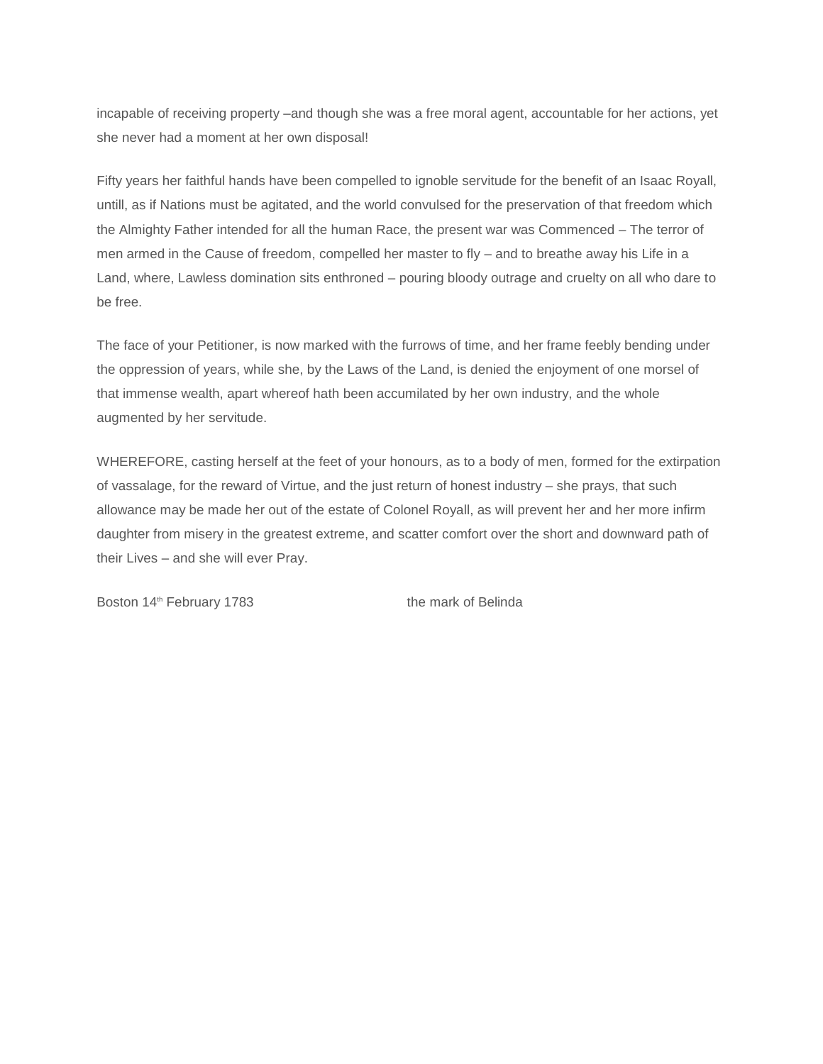incapable of receiving property –and though she was a free moral agent, accountable for her actions, yet she never had a moment at her own disposal!

Fifty years her faithful hands have been compelled to ignoble servitude for the benefit of an Isaac Royall, untill, as if Nations must be agitated, and the world convulsed for the preservation of that freedom which the Almighty Father intended for all the human Race, the present war was Commenced – The terror of men armed in the Cause of freedom, compelled her master to fly – and to breathe away his Life in a Land, where, Lawless domination sits enthroned – pouring bloody outrage and cruelty on all who dare to be free.

The face of your Petitioner, is now marked with the furrows of time, and her frame feebly bending under the oppression of years, while she, by the Laws of the Land, is denied the enjoyment of one morsel of that immense wealth, apart whereof hath been accumilated by her own industry, and the whole augmented by her servitude.

WHEREFORE, casting herself at the feet of your honours, as to a body of men, formed for the extirpation of vassalage, for the reward of Virtue, and the just return of honest industry – she prays, that such allowance may be made her out of the estate of Colonel Royall, as will prevent her and her more infirm daughter from misery in the greatest extreme, and scatter comfort over the short and downward path of their Lives – and she will ever Pray.

Boston 14th February 1783 the mark of Belinda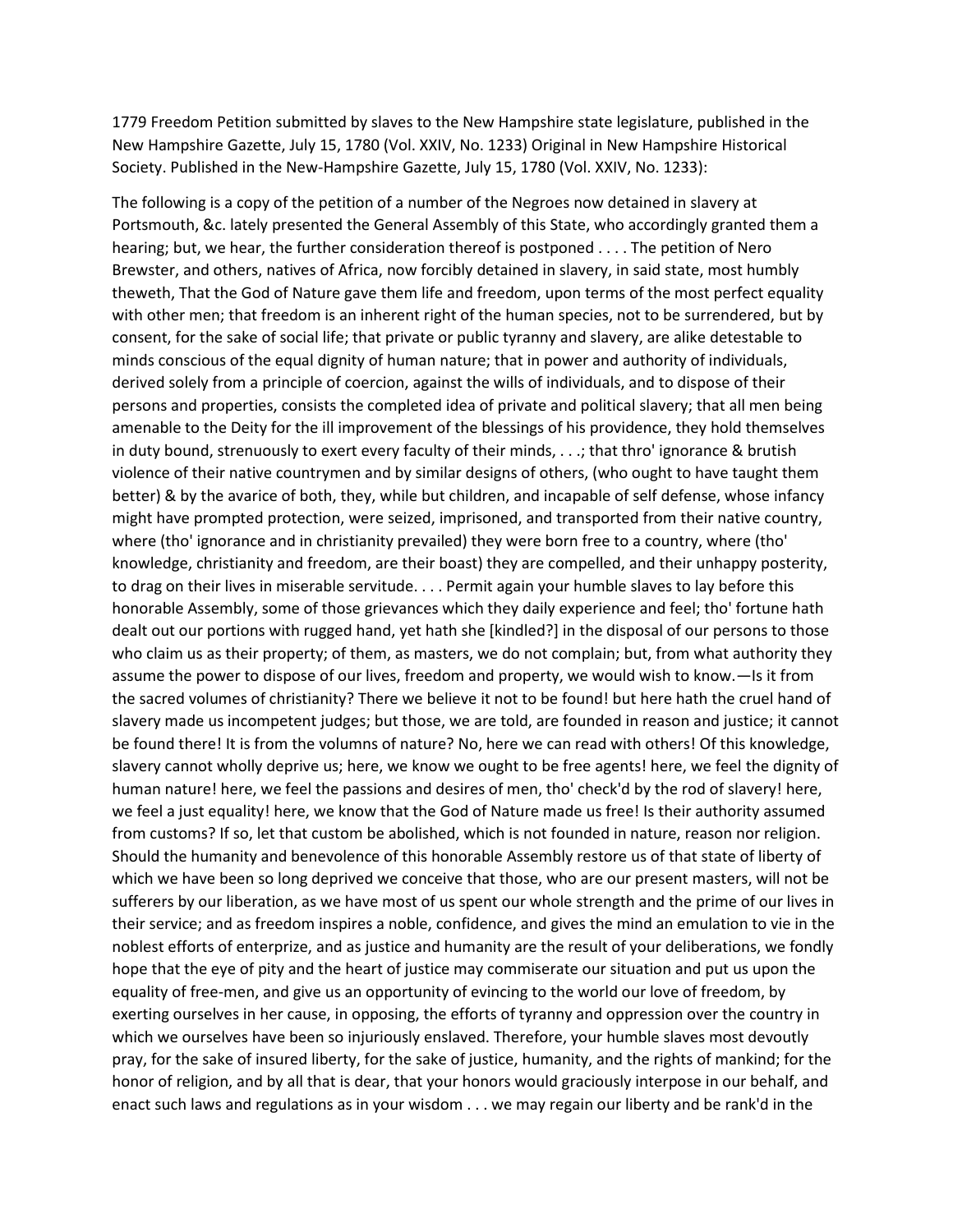1779 Freedom Petition submitted by slaves to the New Hampshire state legislature, published in the New Hampshire Gazette, July 15, 1780 (Vol. XXIV, No. 1233) Original in New Hampshire Historical Society. Published in the New-Hampshire Gazette, July 15, 1780 (Vol. XXIV, No. 1233):

The following is a copy of the petition of a number of the Negroes now detained in slavery at Portsmouth, &c. lately presented the General Assembly of this State, who accordingly granted them a hearing; but, we hear, the further consideration thereof is postponed . . . . The petition of Nero Brewster, and others, natives of Africa, now forcibly detained in slavery, in said state, most humbly theweth, That the God of Nature gave them life and freedom, upon terms of the most perfect equality with other men; that freedom is an inherent right of the human species, not to be surrendered, but by consent, for the sake of social life; that private or public tyranny and slavery, are alike detestable to minds conscious of the equal dignity of human nature; that in power and authority of individuals, derived solely from a principle of coercion, against the wills of individuals, and to dispose of their persons and properties, consists the completed idea of private and political slavery; that all men being amenable to the Deity for the ill improvement of the blessings of his providence, they hold themselves in duty bound, strenuously to exert every faculty of their minds, . . .; that thro' ignorance & brutish violence of their native countrymen and by similar designs of others, (who ought to have taught them better) & by the avarice of both, they, while but children, and incapable of self defense, whose infancy might have prompted protection, were seized, imprisoned, and transported from their native country, where (tho' ignorance and in christianity prevailed) they were born free to a country, where (tho' knowledge, christianity and freedom, are their boast) they are compelled, and their unhappy posterity, to drag on their lives in miserable servitude. . . . Permit again your humble slaves to lay before this honorable Assembly, some of those grievances which they daily experience and feel; tho' fortune hath dealt out our portions with rugged hand, yet hath she [kindled?] in the disposal of our persons to those who claim us as their property; of them, as masters, we do not complain; but, from what authority they assume the power to dispose of our lives, freedom and property, we would wish to know.—Is it from the sacred volumes of christianity? There we believe it not to be found! but here hath the cruel hand of slavery made us incompetent judges; but those, we are told, are founded in reason and justice; it cannot be found there! It is from the volumns of nature? No, here we can read with others! Of this knowledge, slavery cannot wholly deprive us; here, we know we ought to be free agents! here, we feel the dignity of human nature! here, we feel the passions and desires of men, tho' check'd by the rod of slavery! here, we feel a just equality! here, we know that the God of Nature made us free! Is their authority assumed from customs? If so, let that custom be abolished, which is not founded in nature, reason nor religion. Should the humanity and benevolence of this honorable Assembly restore us of that state of liberty of which we have been so long deprived we conceive that those, who are our present masters, will not be sufferers by our liberation, as we have most of us spent our whole strength and the prime of our lives in their service; and as freedom inspires a noble, confidence, and gives the mind an emulation to vie in the noblest efforts of enterprize, and as justice and humanity are the result of your deliberations, we fondly hope that the eye of pity and the heart of justice may commiserate our situation and put us upon the equality of free-men, and give us an opportunity of evincing to the world our love of freedom, by exerting ourselves in her cause, in opposing, the efforts of tyranny and oppression over the country in which we ourselves have been so injuriously enslaved. Therefore, your humble slaves most devoutly pray, for the sake of insured liberty, for the sake of justice, humanity, and the rights of mankind; for the honor of religion, and by all that is dear, that your honors would graciously interpose in our behalf, and enact such laws and regulations as in your wisdom . . . we may regain our liberty and be rank'd in the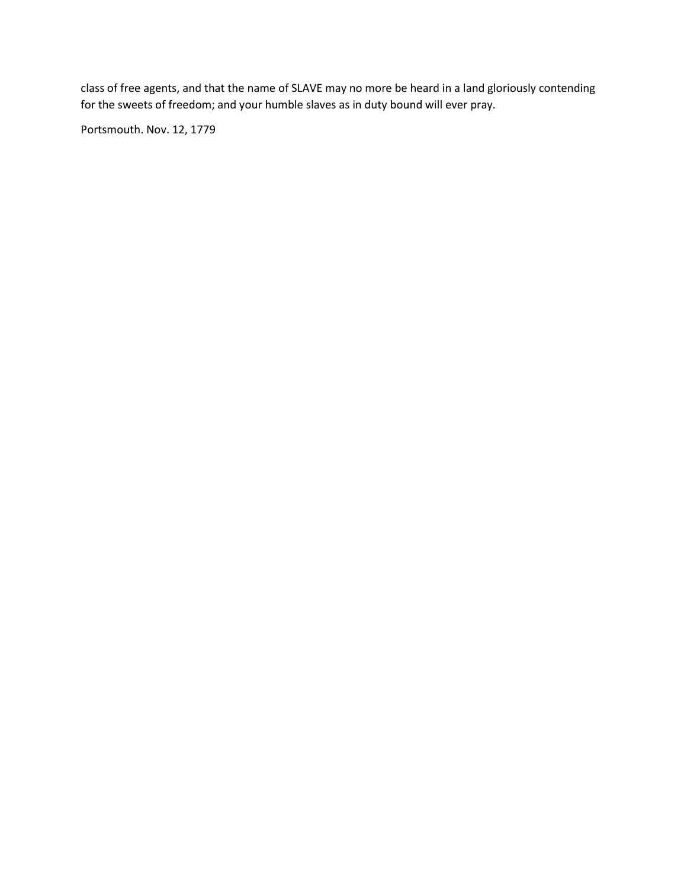class of free agents, and that the name of SLAVE may no more be heard in a land gloriously contending for the sweets of freedom; and your humble slaves as in duty bound will ever pray.

Portsmouth. Nov. 12, 1779